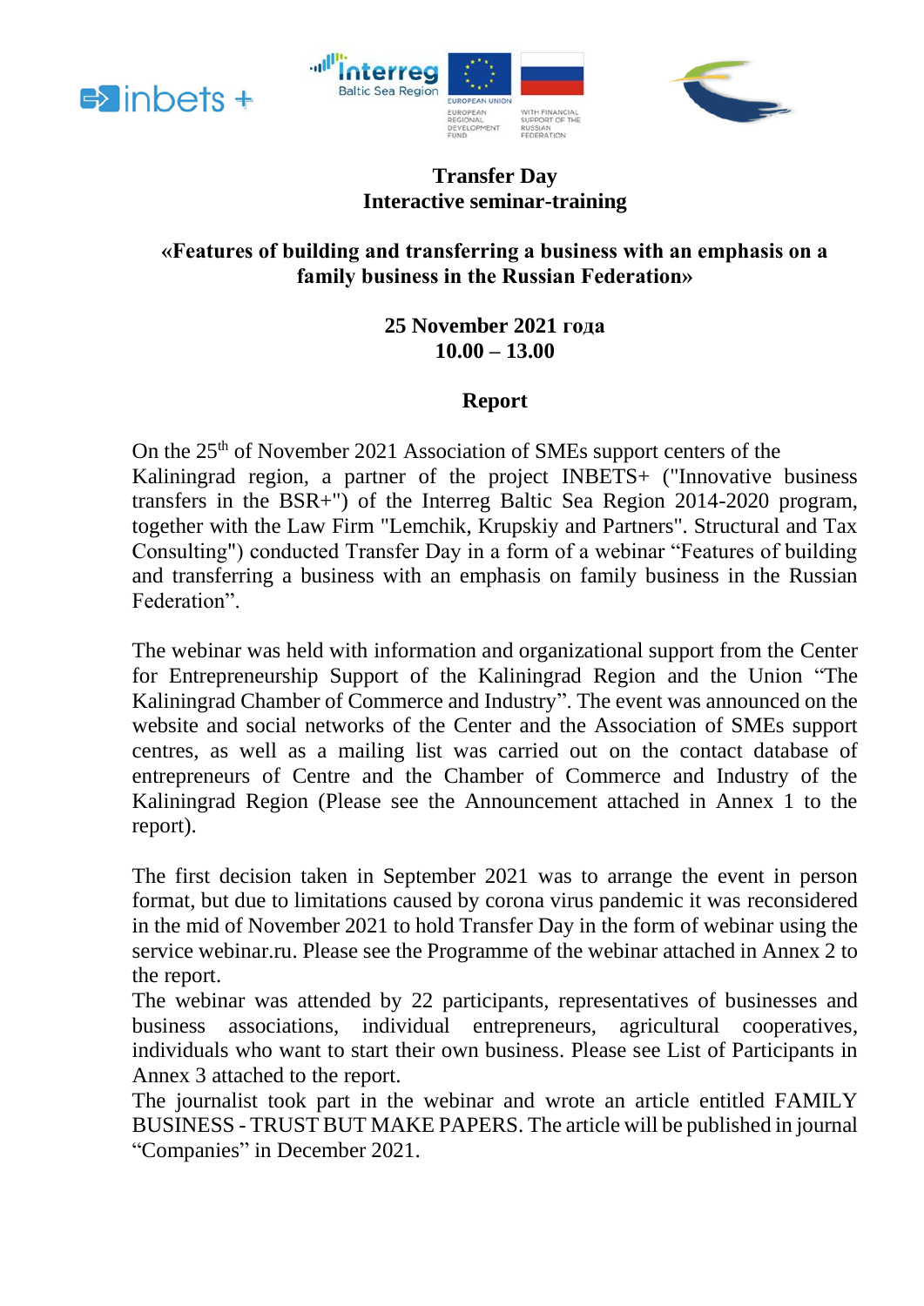**Transfer Day**
**Interactive seminar-training**

**«Features of building and transferring a business with an emphasis on a family business in the Russian Federation»**

**25 November 2021 года**
**10.00 – 13.00**

**Report**

On the 25th of November 2021 Association of SMEs support centers of the Kaliningrad region, a partner of the project INBETS+ ("Innovative business transfers in the BSR+") of the Interreg Baltic Sea Region 2014-2020 program, together with the Law Firm "Lemchik, Krupskiy and Partners". Structural and Tax Consulting") conducted Transfer Day in a form of a webinar "Features of building and transferring a business with an emphasis on family business in the Russian Federation".

The webinar was held with information and organizational support from the Center for Entrepreneurship Support of the Kaliningrad Region and the Union "The Kaliningrad Chamber of Commerce and Industry". The event was announced on the website and social networks of the Center and the Association of SMEs support centres, as well as a mailing list was carried out on the contact database of entrepreneurs of Centre and the Chamber of Commerce and Industry of the Kaliningrad Region (Please see the Announcement attached in Annex 1 to the report).

The first decision taken in September 2021 was to arrange the event in person format, but due to limitations caused by corona virus pandemic it was reconsidered in the mid of November 2021 to hold Transfer Day in the form of webinar using the service webinar.ru. Please see the Programme of the webinar attached in Annex 2 to the report.
The webinar was attended by 22 participants, representatives of businesses and business associations, individual entrepreneurs, agricultural cooperatives, individuals who want to start their own business. Please see List of Participants in Annex 3 attached to the report.
The journalist took part in the webinar and wrote an article entitled FAMILY BUSINESS - TRUST BUT MAKE PAPERS. The article will be published in journal "Companies" in December 2021.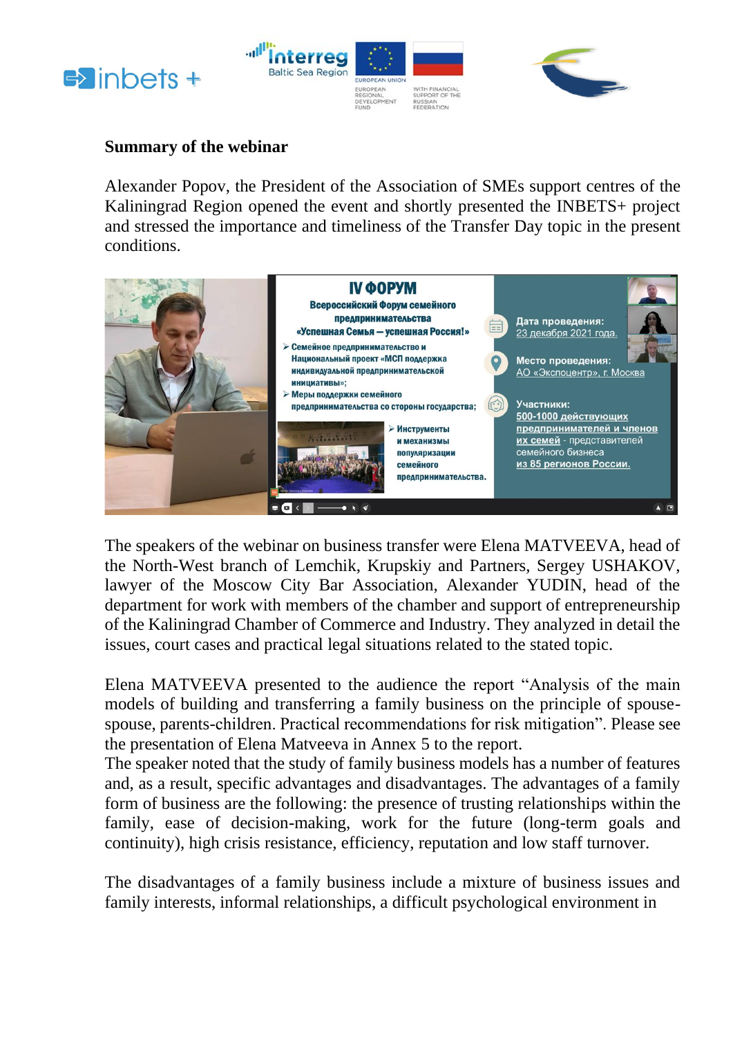## Summary of the webinar

Alexander Popov, the President of the Association of SMEs support centres of the Kaliningrad Region opened the event and shortly presented the INBETS+ project and stressed the importance and timeliness of the Transfer Day topic in the present conditions.

The speakers of the webinar on business transfer were Elena MATVEEVA, head of the North-West branch of Lemchik, Krupskiy and Partners, Sergey USHAKOV, lawyer of the Moscow City Bar Association, Alexander YUDIN, head of the department for work with members of the chamber and support of entrepreneurship of the Kaliningrad Chamber of Commerce and Industry. They analyzed in detail the issues, court cases and practical legal situations related to the stated topic.

Elena MATVEEVA presented to the audience the report "Analysis of the main models of building and transferring a family business on the principle of spouse-spouse, parents-children. Practical recommendations for risk mitigation". Please see the presentation of Elena Matveeva in Annex 5 to the report.

The speaker noted that the study of family business models has a number of features and, as a result, specific advantages and disadvantages. The advantages of a family form of business are the following: the presence of trusting relationships within the family, ease of decision-making, work for the future (long-term goals and continuity), high crisis resistance, efficiency, reputation and low staff turnover.

The disadvantages of a family business include a mixture of business issues and family interests, informal relationships, a difficult psychological environment in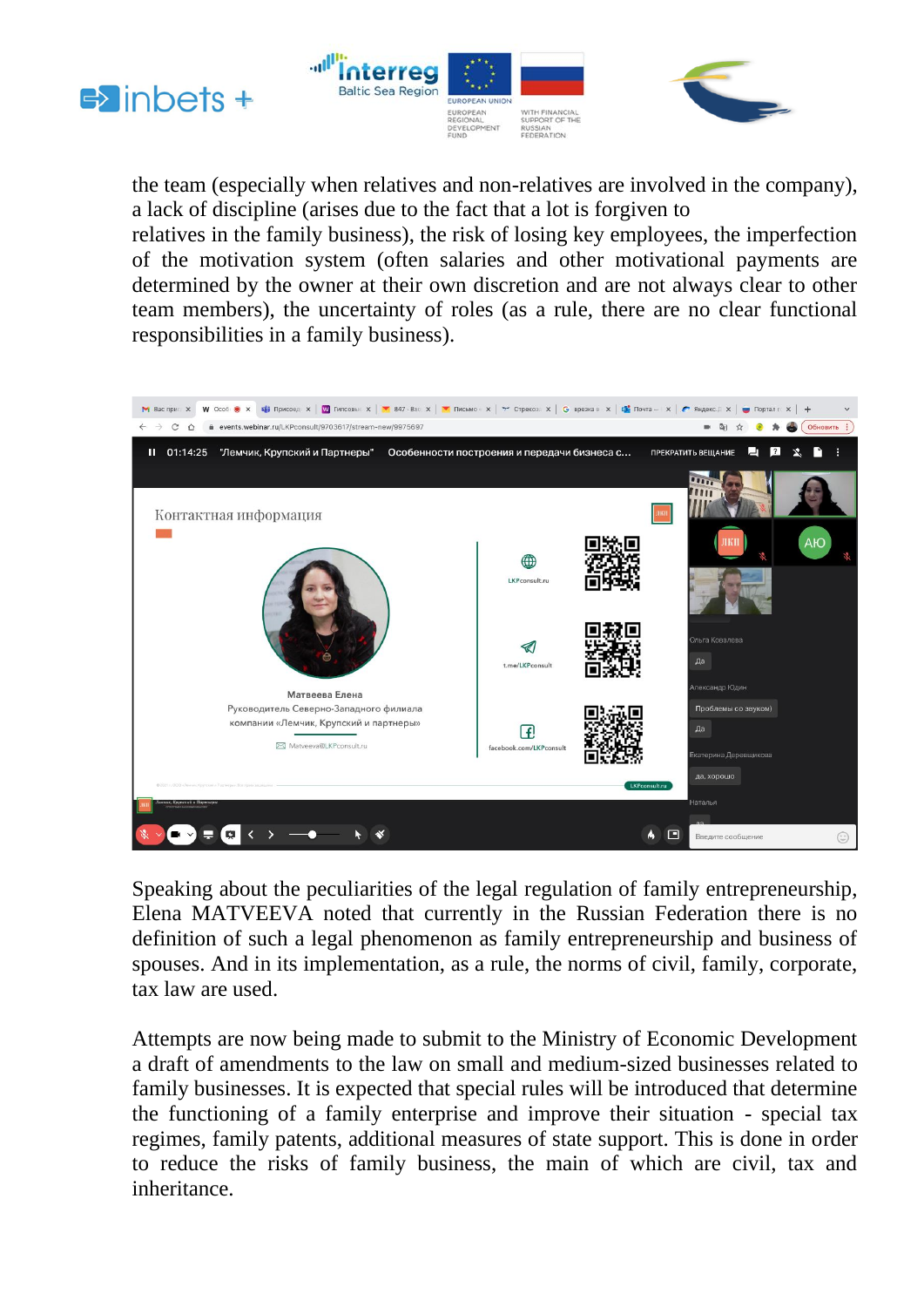the team (especially when relatives and non-relatives are involved in the company), a lack of discipline (arises due to the fact that a lot is forgiven to relatives in the family business), the risk of losing key employees, the imperfection of the motivation system (often salaries and other motivational payments are determined by the owner at their own discretion and are not always clear to other team members), the uncertainty of roles (as a rule, there are no clear functional responsibilities in a family business).

Speaking about the peculiarities of the legal regulation of family entrepreneurship, Elena MATVEEVA noted that currently in the Russian Federation there is no definition of such a legal phenomenon as family entrepreneurship and business of spouses. And in its implementation, as a rule, the norms of civil, family, corporate, tax law are used.

Attempts are now being made to submit to the Ministry of Economic Development a draft of amendments to the law on small and medium-sized businesses related to family businesses. It is expected that special rules will be introduced that determine the functioning of a family enterprise and improve their situation - special tax regimes, family patents, additional measures of state support. This is done in order to reduce the risks of family business, the main of which are civil, tax and inheritance.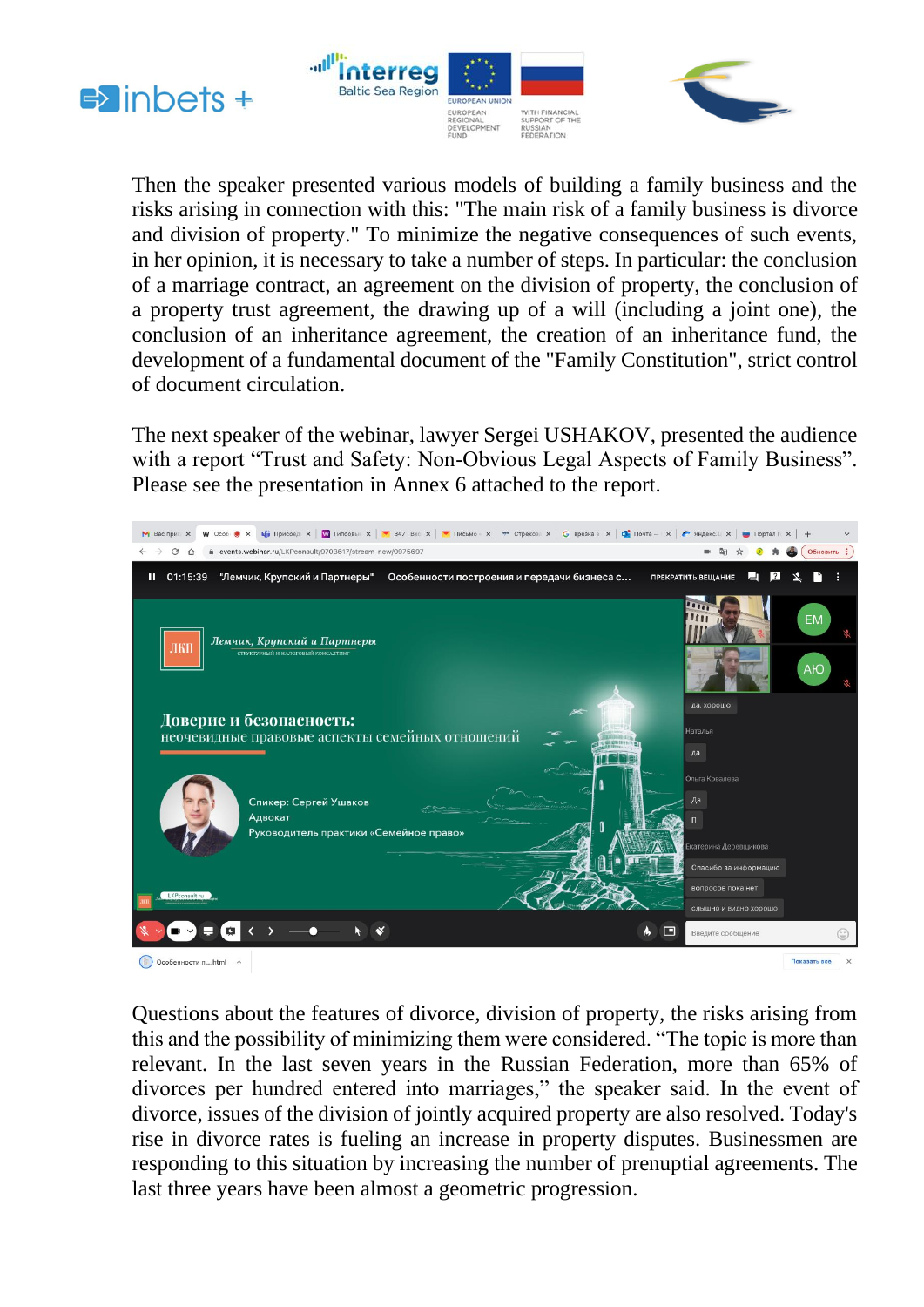Then the speaker presented various models of building a family business and the risks arising in connection with this: "The main risk of a family business is divorce and division of property." To minimize the negative consequences of such events, in her opinion, it is necessary to take a number of steps. In particular: the conclusion of a marriage contract, an agreement on the division of property, the conclusion of a property trust agreement, the drawing up of a will (including a joint one), the conclusion of an inheritance agreement, the creation of an inheritance fund, the development of a fundamental document of the "Family Constitution", strict control of document circulation.

The next speaker of the webinar, lawyer Sergei USHAKOV, presented the audience with a report “Trust and Safety: Non-Obvious Legal Aspects of Family Business”. Please see the presentation in Annex 6 attached to the report.

Questions about the features of divorce, division of property, the risks arising from this and the possibility of minimizing them were considered. “The topic is more than relevant. In the last seven years in the Russian Federation, more than 65% of divorces per hundred entered into marriages,” the speaker said. In the event of divorce, issues of the division of jointly acquired property are also resolved. Today's rise in divorce rates is fueling an increase in property disputes. Businessmen are responding to this situation by increasing the number of prenuptial agreements. The last three years have been almost a geometric progression.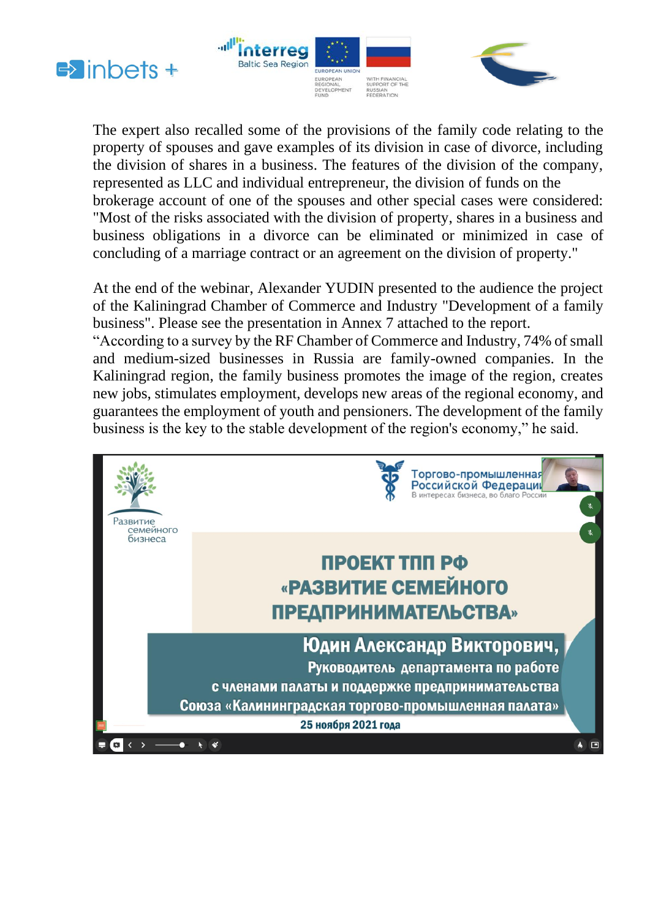The expert also recalled some of the provisions of the family code relating to the property of spouses and gave examples of its division in case of divorce, including the division of shares in a business. The features of the division of the company, represented as LLC and individual entrepreneur, the division of funds on the brokerage account of one of the spouses and other special cases were considered: "Most of the risks associated with the division of property, shares in a business and business obligations in a divorce can be eliminated or minimized in case of concluding of a marriage contract or an agreement on the division of property."

At the end of the webinar, Alexander YUDIN presented to the audience the project of the Kaliningrad Chamber of Commerce and Industry "Development of a family business". Please see the presentation in Annex 7 attached to the report.
“According to a survey by the RF Chamber of Commerce and Industry, 74% of small and medium-sized businesses in Russia are family-owned companies. In the Kaliningrad region, the family business promotes the image of the region, creates new jobs, stimulates employment, develops new areas of the regional economy, and guarantees the employment of youth and pensioners. The development of the family business is the key to the stable development of the region's economy,” he said.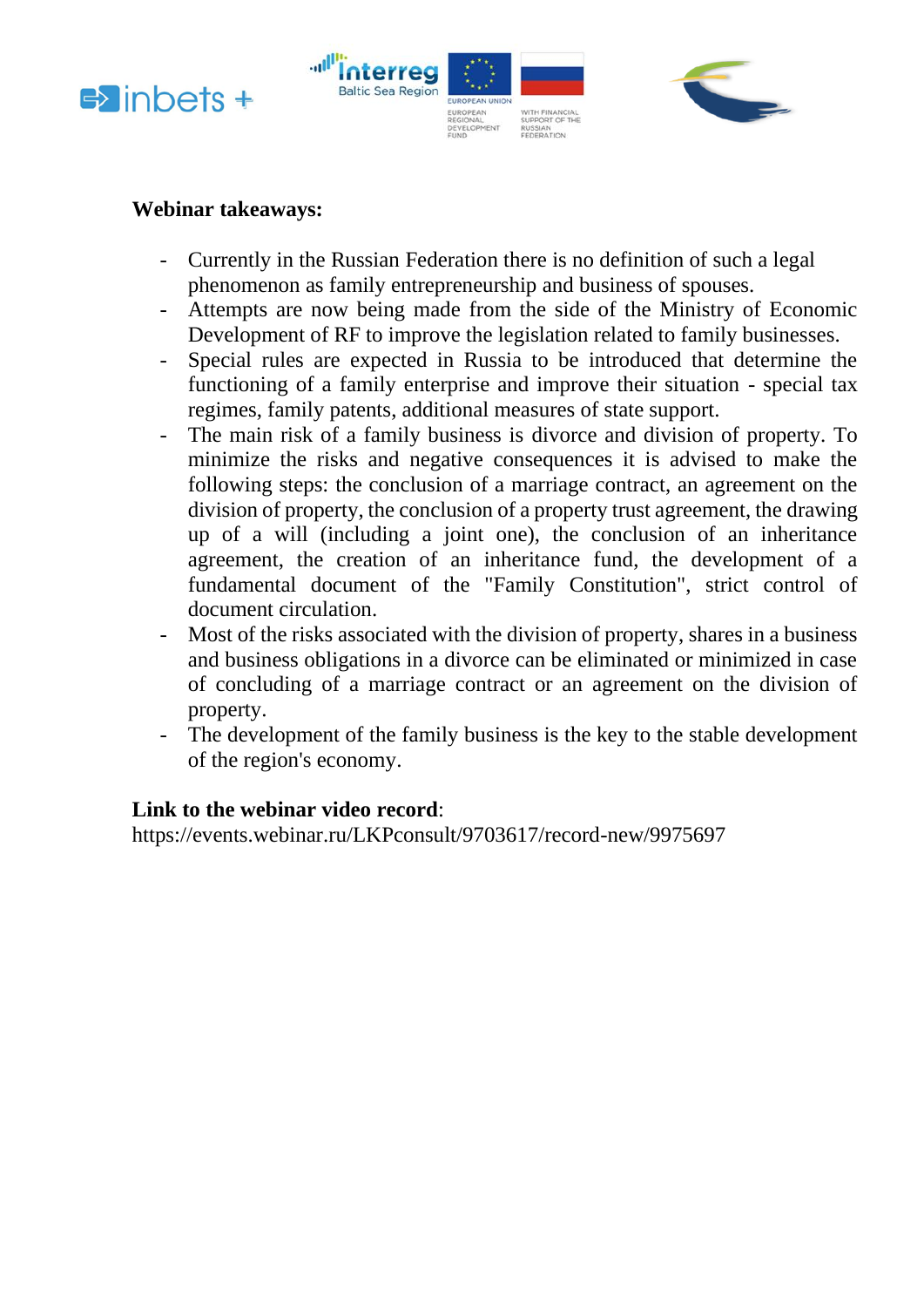**Webinar takeaways:**

- Currently in the Russian Federation there is no definition of such a legal phenomenon as family entrepreneurship and business of spouses.
- Attempts are now being made from the side of the Ministry of Economic Development of RF to improve the legislation related to family businesses.
- Special rules are expected in Russia to be introduced that determine the functioning of a family enterprise and improve their situation - special tax regimes, family patents, additional measures of state support.
- The main risk of a family business is divorce and division of property. To minimize the risks and negative consequences it is advised to make the following steps: the conclusion of a marriage contract, an agreement on the division of property, the conclusion of a property trust agreement, the drawing up of a will (including a joint one), the conclusion of an inheritance agreement, the creation of an inheritance fund, the development of a fundamental document of the "Family Constitution", strict control of document circulation.
- Most of the risks associated with the division of property, shares in a business and business obligations in a divorce can be eliminated or minimized in case of concluding of a marriage contract or an agreement on the division of property.
- The development of the family business is the key to the stable development of the region's economy.

**Link to the webinar video record**:
https://events.webinar.ru/LKPconsult/9703617/record-new/9975697